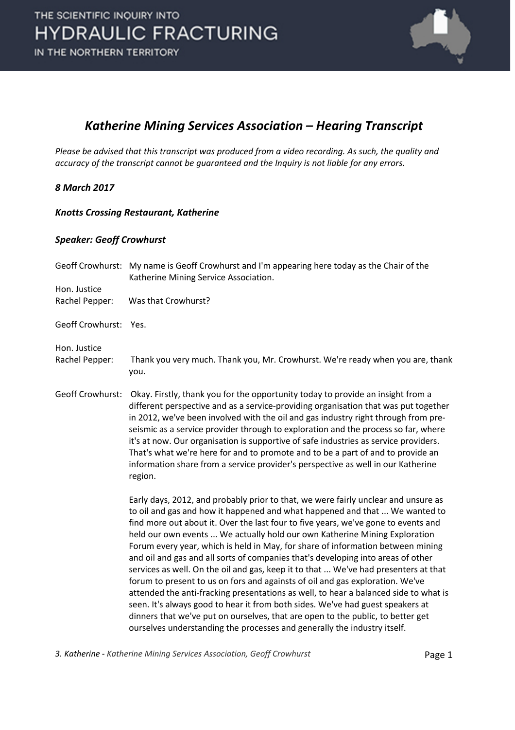# Katherine Mining Services Association – Hearing Transcript

*Please be advised that this transcript was produced from a video recording. As such, the quality and accuracy of the transcript cannot be guaranteed and the Inquiry is not liable for any errors.*

***8 March 2017***

***Knotts Crossing Restaurant, Katherine***

***Speaker: Geoff Crowhurst***

Geoff Crowhurst: My name is Geoff Crowhurst and I'm appearing here today as the Chair of the Katherine Mining Service Association.

Hon. Justice Rachel Pepper: Was that Crowhurst?

Geoff Crowhurst: Yes.

Hon. Justice Rachel Pepper: Thank you very much. Thank you, Mr. Crowhurst. We're ready when you are, thank you.

Geoff Crowhurst: Okay. Firstly, thank you for the opportunity today to provide an insight from a different perspective and as a service-providing organisation that was put together in 2012, we've been involved with the oil and gas industry right through from pre-seismic as a service provider through to exploration and the process so far, where it's at now. Our organisation is supportive of safe industries as service providers. That's what we're here for and to promote and to be a part of and to provide an information share from a service provider's perspective as well in our Katherine region.

Early days, 2012, and probably prior to that, we were fairly unclear and unsure as to oil and gas and how it happened and what happened and that ... We wanted to find more out about it. Over the last four to five years, we've gone to events and held our own events ... We actually hold our own Katherine Mining Exploration Forum every year, which is held in May, for share of information between mining and oil and gas and all sorts of companies that's developing into areas of other services as well. On the oil and gas, keep it to that ... We've had presenters at that forum to present to us on fors and againsts of oil and gas exploration. We've attended the anti-fracking presentations as well, to hear a balanced side to what is seen. It's always good to hear it from both sides. We've had guest speakers at dinners that we've put on ourselves, that are open to the public, to better get ourselves understanding the processes and generally the industry itself.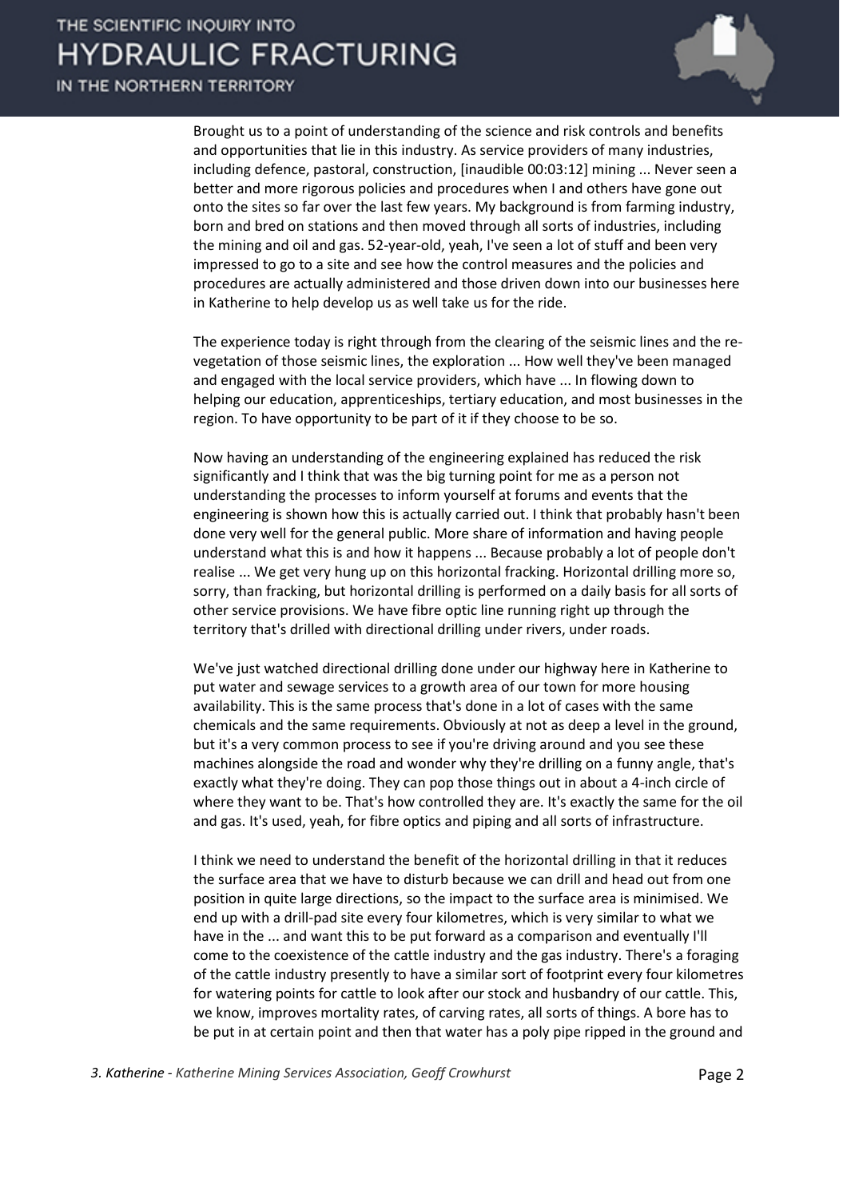Brought us to a point of understanding of the science and risk controls and benefits and opportunities that lie in this industry. As service providers of many industries, including defence, pastoral, construction, [inaudible 00:03:12] mining ... Never seen a better and more rigorous policies and procedures when I and others have gone out onto the sites so far over the last few years. My background is from farming industry, born and bred on stations and then moved through all sorts of industries, including the mining and oil and gas. 52-year-old, yeah, I've seen a lot of stuff and been very impressed to go to a site and see how the control measures and the policies and procedures are actually administered and those driven down into our businesses here in Katherine to help develop us as well take us for the ride.

The experience today is right through from the clearing of the seismic lines and the re-vegetation of those seismic lines, the exploration ... How well they've been managed and engaged with the local service providers, which have ... In flowing down to helping our education, apprenticeships, tertiary education, and most businesses in the region. To have opportunity to be part of it if they choose to be so.

Now having an understanding of the engineering explained has reduced the risk significantly and I think that was the big turning point for me as a person not understanding the processes to inform yourself at forums and events that the engineering is shown how this is actually carried out. I think that probably hasn't been done very well for the general public. More share of information and having people understand what this is and how it happens ... Because probably a lot of people don't realise ... We get very hung up on this horizontal fracking. Horizontal drilling more so, sorry, than fracking, but horizontal drilling is performed on a daily basis for all sorts of other service provisions. We have fibre optic line running right up through the territory that's drilled with directional drilling under rivers, under roads.

We've just watched directional drilling done under our highway here in Katherine to put water and sewage services to a growth area of our town for more housing availability. This is the same process that's done in a lot of cases with the same chemicals and the same requirements. Obviously at not as deep a level in the ground, but it's a very common process to see if you're driving around and you see these machines alongside the road and wonder why they're drilling on a funny angle, that's exactly what they're doing. They can pop those things out in about a 4-inch circle of where they want to be. That's how controlled they are. It's exactly the same for the oil and gas. It's used, yeah, for fibre optics and piping and all sorts of infrastructure.

I think we need to understand the benefit of the horizontal drilling in that it reduces the surface area that we have to disturb because we can drill and head out from one position in quite large directions, so the impact to the surface area is minimised. We end up with a drill-pad site every four kilometres, which is very similar to what we have in the ... and want this to be put forward as a comparison and eventually I'll come to the coexistence of the cattle industry and the gas industry. There's a foraging of the cattle industry presently to have a similar sort of footprint every four kilometres for watering points for cattle to look after our stock and husbandry of our cattle. This, we know, improves mortality rates, of carving rates, all sorts of things. A bore has to be put in at certain point and then that water has a poly pipe ripped in the ground and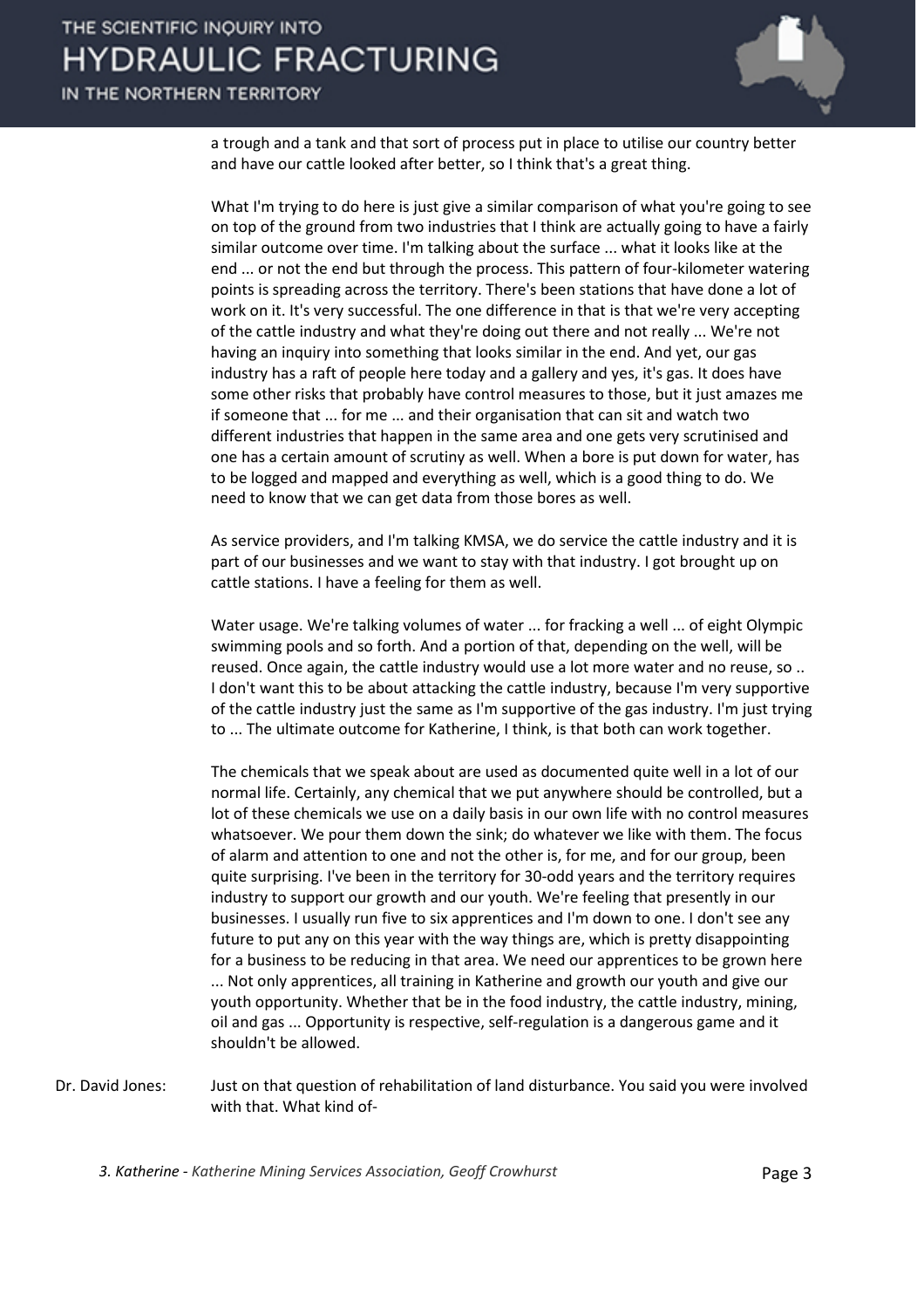a trough and a tank and that sort of process put in place to utilise our country better and have our cattle looked after better, so I think that's a great thing.

What I'm trying to do here is just give a similar comparison of what you're going to see on top of the ground from two industries that I think are actually going to have a fairly similar outcome over time. I'm talking about the surface ... what it looks like at the end ... or not the end but through the process. This pattern of four-kilometer watering points is spreading across the territory. There's been stations that have done a lot of work on it. It's very successful. The one difference in that is that we're very accepting of the cattle industry and what they're doing out there and not really ... We're not having an inquiry into something that looks similar in the end. And yet, our gas industry has a raft of people here today and a gallery and yes, it's gas. It does have some other risks that probably have control measures to those, but it just amazes me if someone that ... for me ... and their organisation that can sit and watch two different industries that happen in the same area and one gets very scrutinised and one has a certain amount of scrutiny as well. When a bore is put down for water, has to be logged and mapped and everything as well, which is a good thing to do. We need to know that we can get data from those bores as well.

As service providers, and I'm talking KMSA, we do service the cattle industry and it is part of our businesses and we want to stay with that industry. I got brought up on cattle stations. I have a feeling for them as well.

Water usage. We're talking volumes of water ... for fracking a well ... of eight Olympic swimming pools and so forth. And a portion of that, depending on the well, will be reused. Once again, the cattle industry would use a lot more water and no reuse, so .. I don't want this to be about attacking the cattle industry, because I'm very supportive of the cattle industry just the same as I'm supportive of the gas industry. I'm just trying to ... The ultimate outcome for Katherine, I think, is that both can work together.

The chemicals that we speak about are used as documented quite well in a lot of our normal life. Certainly, any chemical that we put anywhere should be controlled, but a lot of these chemicals we use on a daily basis in our own life with no control measures whatsoever. We pour them down the sink; do whatever we like with them. The focus of alarm and attention to one and not the other is, for me, and for our group, been quite surprising. I've been in the territory for 30-odd years and the territory requires industry to support our growth and our youth. We're feeling that presently in our businesses. I usually run five to six apprentices and I'm down to one. I don't see any future to put any on this year with the way things are, which is pretty disappointing for a business to be reducing in that area. We need our apprentices to be grown here ... Not only apprentices, all training in Katherine and growth our youth and give our youth opportunity. Whether that be in the food industry, the cattle industry, mining, oil and gas ... Opportunity is respective, self-regulation is a dangerous game and it shouldn't be allowed.

Dr. David Jones: Just on that question of rehabilitation of land disturbance. You said you were involved with that. What kind of-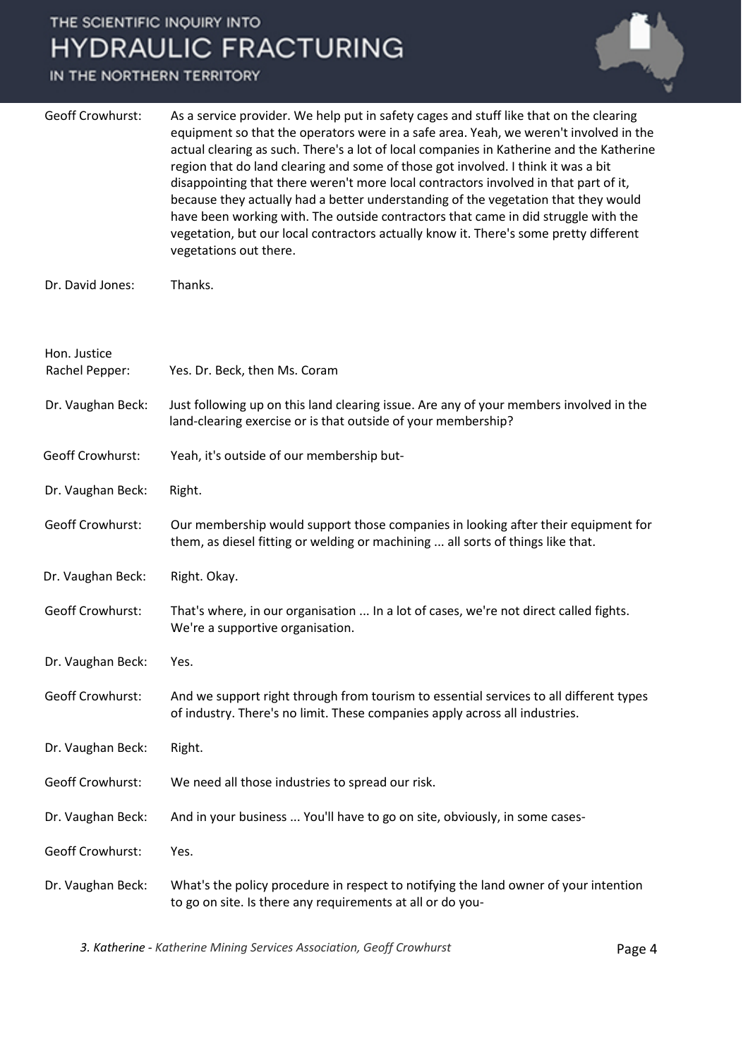Geoff Crowhurst: As a service provider. We help put in safety cages and stuff like that on the clearing equipment so that the operators were in a safe area. Yeah, we weren't involved in the actual clearing as such. There's a lot of local companies in Katherine and the Katherine region that do land clearing and some of those got involved. I think it was a bit disappointing that there weren't more local contractors involved in that part of it, because they actually had a better understanding of the vegetation that they would have been working with. The outside contractors that came in did struggle with the vegetation, but our local contractors actually know it. There's some pretty different vegetations out there.

Dr. David Jones: Thanks.

Hon. Justice Rachel Pepper: Yes. Dr. Beck, then Ms. Coram

Dr. Vaughan Beck: Just following up on this land clearing issue. Are any of your members involved in the land-clearing exercise or is that outside of your membership?

Geoff Crowhurst: Yeah, it's outside of our membership but-

Dr. Vaughan Beck: Right.

Geoff Crowhurst: Our membership would support those companies in looking after their equipment for them, as diesel fitting or welding or machining ... all sorts of things like that.

Dr. Vaughan Beck: Right. Okay.

Geoff Crowhurst: That's where, in our organisation ... In a lot of cases, we're not direct called fights. We're a supportive organisation.

Dr. Vaughan Beck: Yes.

Geoff Crowhurst: And we support right through from tourism to essential services to all different types of industry. There's no limit. These companies apply across all industries.

Dr. Vaughan Beck: Right.

Geoff Crowhurst: We need all those industries to spread our risk.

Dr. Vaughan Beck: And in your business ... You'll have to go on site, obviously, in some cases-

Geoff Crowhurst: Yes.

Dr. Vaughan Beck: What's the policy procedure in respect to notifying the land owner of your intention to go on site. Is there any requirements at all or do you-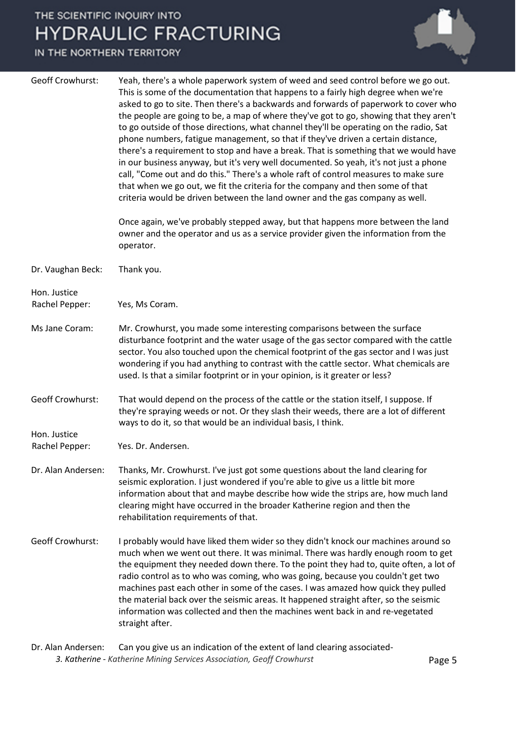**Geoff Crowhurst:** Yeah, there's a whole paperwork system of weed and seed control before we go out. This is some of the documentation that happens to a fairly high degree when we're asked to go to site. Then there's a backwards and forwards of paperwork to cover who the people are going to be, a map of where they've got to go, showing that they aren't to go outside of those directions, what channel they'll be operating on the radio, Sat phone numbers, fatigue management, so that if they've driven a certain distance, there's a requirement to stop and have a break. That is something that we would have in our business anyway, but it's very well documented. So yeah, it's not just a phone call, "Come out and do this." There's a whole raft of control measures to make sure that when we go out, we fit the criteria for the company and then some of that criteria would be driven between the land owner and the gas company as well.

Once again, we've probably stepped away, but that happens more between the land owner and the operator and us as a service provider given the information from the operator.

**Dr. Vaughan Beck:** Thank you.

**Hon. Justice Rachel Pepper:** Yes, Ms Coram.

**Ms Jane Coram:** Mr. Crowhurst, you made some interesting comparisons between the surface disturbance footprint and the water usage of the gas sector compared with the cattle sector. You also touched upon the chemical footprint of the gas sector and I was just wondering if you had anything to contrast with the cattle sector. What chemicals are used. Is that a similar footprint or in your opinion, is it greater or less?

**Geoff Crowhurst:** That would depend on the process of the cattle or the station itself, I suppose. If they're spraying weeds or not. Or they slash their weeds, there are a lot of different ways to do it, so that would be an individual basis, I think.

**Hon. Justice Rachel Pepper:** Yes. Dr. Andersen.

**Dr. Alan Andersen:** Thanks, Mr. Crowhurst. I've just got some questions about the land clearing for seismic exploration. I just wondered if you're able to give us a little bit more information about that and maybe describe how wide the strips are, how much land clearing might have occurred in the broader Katherine region and then the rehabilitation requirements of that.

**Geoff Crowhurst:** I probably would have liked them wider so they didn't knock our machines around so much when we went out there. It was minimal. There was hardly enough room to get the equipment they needed down there. To the point they had to, quite often, a lot of radio control as to who was coming, who was going, because you couldn't get two machines past each other in some of the cases. I was amazed how quick they pulled the material back over the seismic areas. It happened straight after, so the seismic information was collected and then the machines went back in and re-vegetated straight after.

**Dr. Alan Andersen:** Can you give us an indication of the extent of land clearing associated-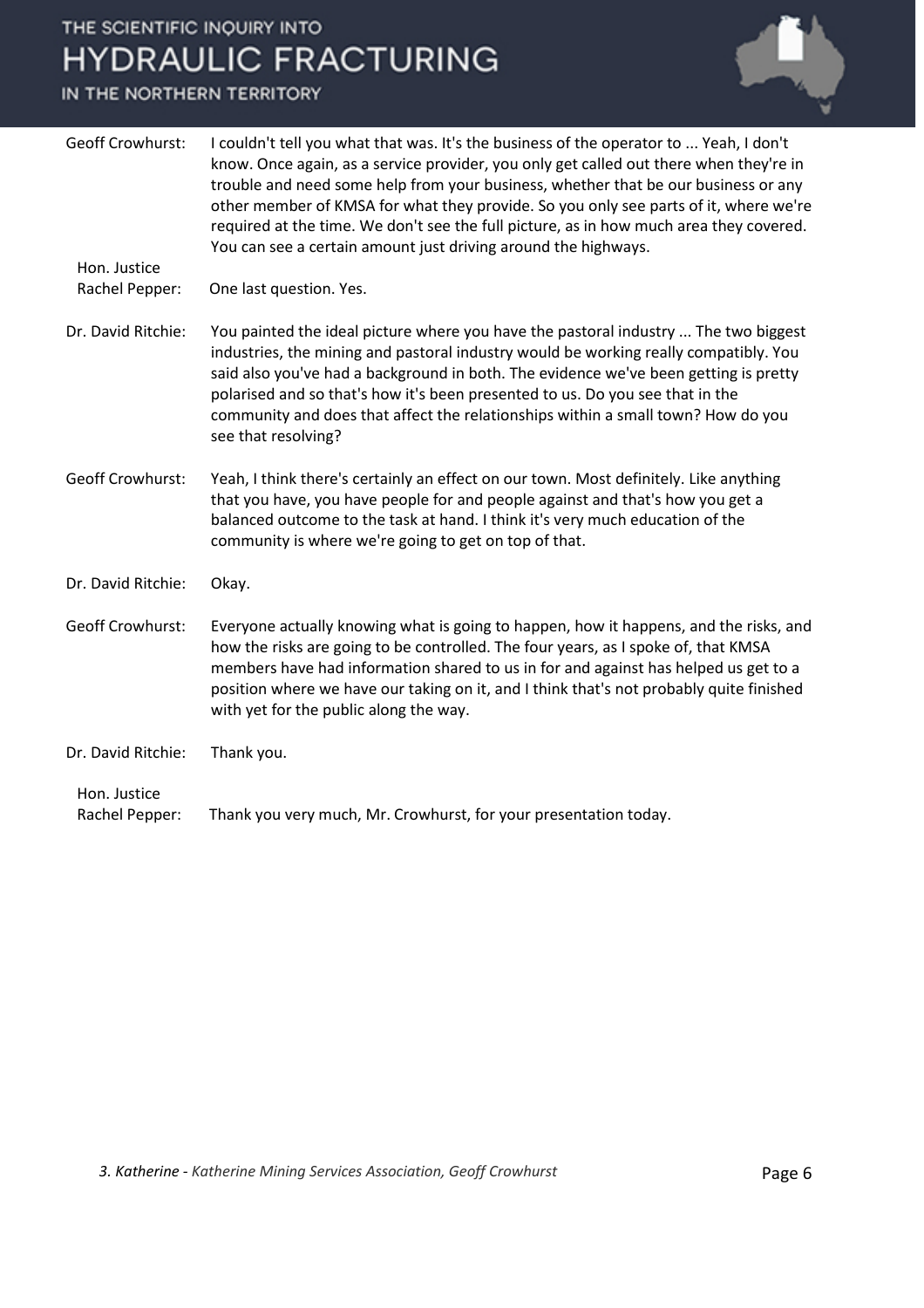**Geoff Crowhurst:** I couldn't tell you what that was. It's the business of the operator to ... Yeah, I don't know. Once again, as a service provider, you only get called out there when they're in trouble and need some help from your business, whether that be our business or any other member of KMSA for what they provide. So you only see parts of it, where we're required at the time. We don't see the full picture, as in how much area they covered. You can see a certain amount just driving around the highways.

**Hon. Justice Rachel Pepper:** One last question. Yes.

**Dr. David Ritchie:** You painted the ideal picture where you have the pastoral industry ... The two biggest industries, the mining and pastoral industry would be working really compatibly. You said also you've had a background in both. The evidence we've been getting is pretty polarised and so that's how it's been presented to us. Do you see that in the community and does that affect the relationships within a small town? How do you see that resolving?

**Geoff Crowhurst:** Yeah, I think there's certainly an effect on our town. Most definitely. Like anything that you have, you have people for and people against and that's how you get a balanced outcome to the task at hand. I think it's very much education of the community is where we're going to get on top of that.

**Dr. David Ritchie:** Okay.

**Geoff Crowhurst:** Everyone actually knowing what is going to happen, how it happens, and the risks, and how the risks are going to be controlled. The four years, as I spoke of, that KMSA members have had information shared to us in for and against has helped us get to a position where we have our taking on it, and I think that's not probably quite finished with yet for the public along the way.

**Dr. David Ritchie:** Thank you.

**Hon. Justice Rachel Pepper:** Thank you very much, Mr. Crowhurst, for your presentation today.